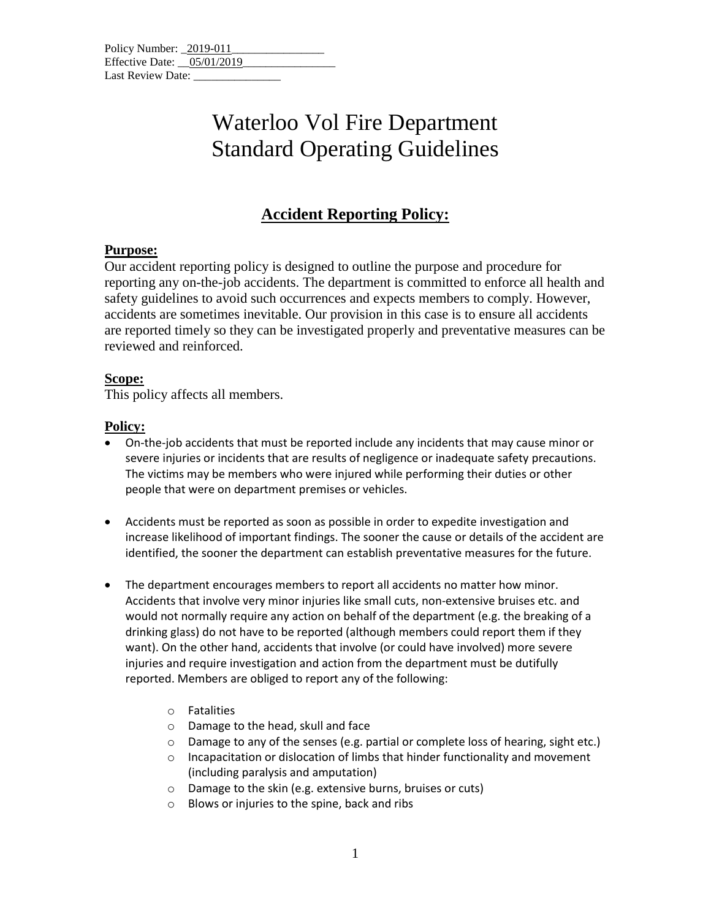Policy Number: _2019-011________________
Effective Date: __05/01/2019________________
Last Review Date: _______________

# Waterloo Vol Fire Department Standard Operating Guidelines

## Accident Reporting Policy:

### Purpose:

Our accident reporting policy is designed to outline the purpose and procedure for reporting any on-the-job accidents. The department is committed to enforce all health and safety guidelines to avoid such occurrences and expects members to comply. However, accidents are sometimes inevitable. Our provision in this case is to ensure all accidents are reported timely so they can be investigated properly and preventative measures can be reviewed and reinforced.

### Scope:

This policy affects all members.

### Policy:

- On-the-job accidents that must be reported include any incidents that may cause minor or severe injuries or incidents that are results of negligence or inadequate safety precautions. The victims may be members who were injured while performing their duties or other people that were on department premises or vehicles.

- Accidents must be reported as soon as possible in order to expedite investigation and increase likelihood of important findings. The sooner the cause or details of the accident are identified, the sooner the department can establish preventative measures for the future.

- The department encourages members to report all accidents no matter how minor. Accidents that involve very minor injuries like small cuts, non-extensive bruises etc. and would not normally require any action on behalf of the department (e.g. the breaking of a drinking glass) do not have to be reported (although members could report them if they want). On the other hand, accidents that involve (or could have involved) more severe injuries and require investigation and action from the department must be dutifully reported. Members are obliged to report any of the following:
    - Fatalities
    - Damage to the head, skull and face
    - Damage to any of the senses (e.g. partial or complete loss of hearing, sight etc.)
    - Incapacitation or dislocation of limbs that hinder functionality and movement (including paralysis and amputation)
    - Damage to the skin (e.g. extensive burns, bruises or cuts)
    - Blows or injuries to the spine, back and ribs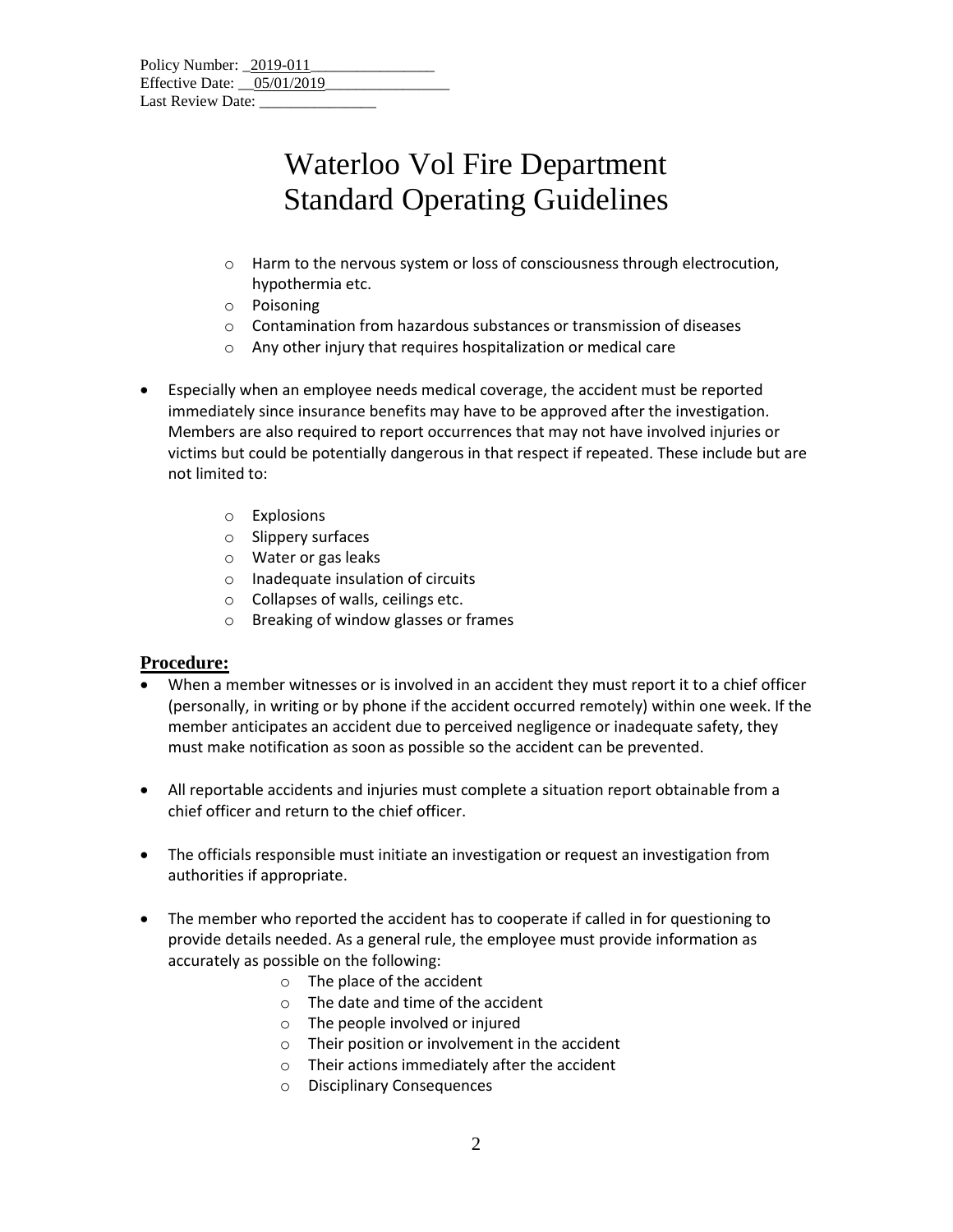- Harm to the nervous system or loss of consciousness through electrocution, hypothermia etc.
  - Poisoning
  - Contamination from hazardous substances or transmission of diseases
  - Any other injury that requires hospitalization or medical care

- Especially when an employee needs medical coverage, the accident must be reported immediately since insurance benefits may have to be approved after the investigation. Members are also required to report occurrences that may not have involved injuries or victims but could be potentially dangerous in that respect if repeated. These include but are not limited to:

  - Explosions
  - Slippery surfaces
  - Water or gas leaks
  - Inadequate insulation of circuits
  - Collapses of walls, ceilings etc.
  - Breaking of window glasses or frames

## Procedure:

- When a member witnesses or is involved in an accident they must report it to a chief officer (personally, in writing or by phone if the accident occurred remotely) within one week. If the member anticipates an accident due to perceived negligence or inadequate safety, they must make notification as soon as possible so the accident can be prevented.

- All reportable accidents and injuries must complete a situation report obtainable from a chief officer and return to the chief officer.

- The officials responsible must initiate an investigation or request an investigation from authorities if appropriate.

- The member who reported the accident has to cooperate if called in for questioning to provide details needed. As a general rule, the employee must provide information as accurately as possible on the following:
  - The place of the accident
  - The date and time of the accident
  - The people involved or injured
  - Their position or involvement in the accident
  - Their actions immediately after the accident
  - Disciplinary Consequences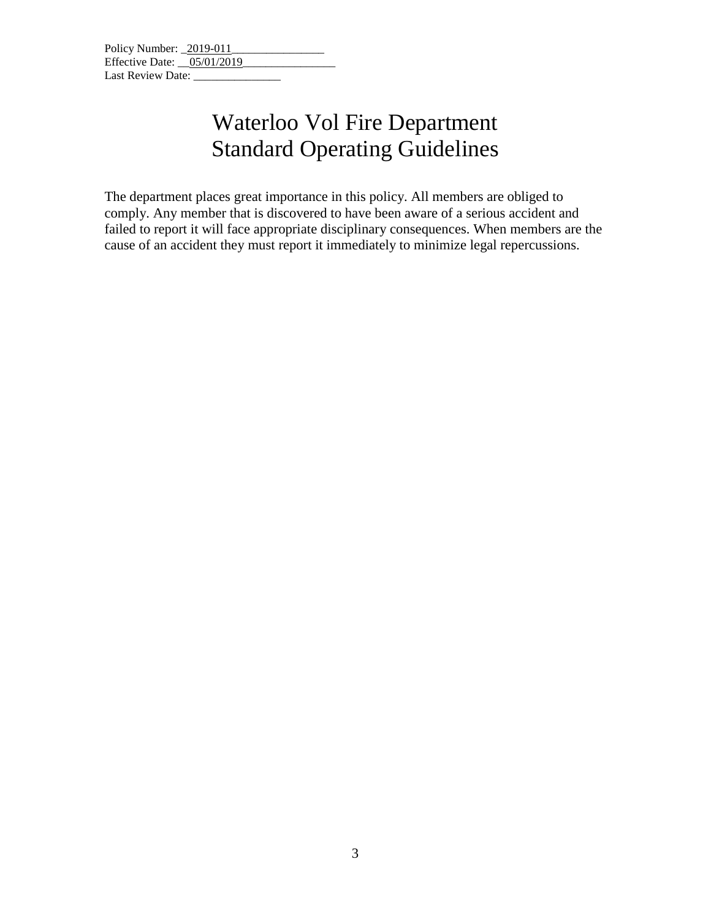Policy Number: _2019-011________________
Effective Date: __05/01/2019________________
Last Review Date: _______________

# Waterloo Vol Fire Department
# Standard Operating Guidelines

The department places great importance in this policy. All members are obliged to comply. Any member that is discovered to have been aware of a serious accident and failed to report it will face appropriate disciplinary consequences. When members are the cause of an accident they must report it immediately to minimize legal repercussions.